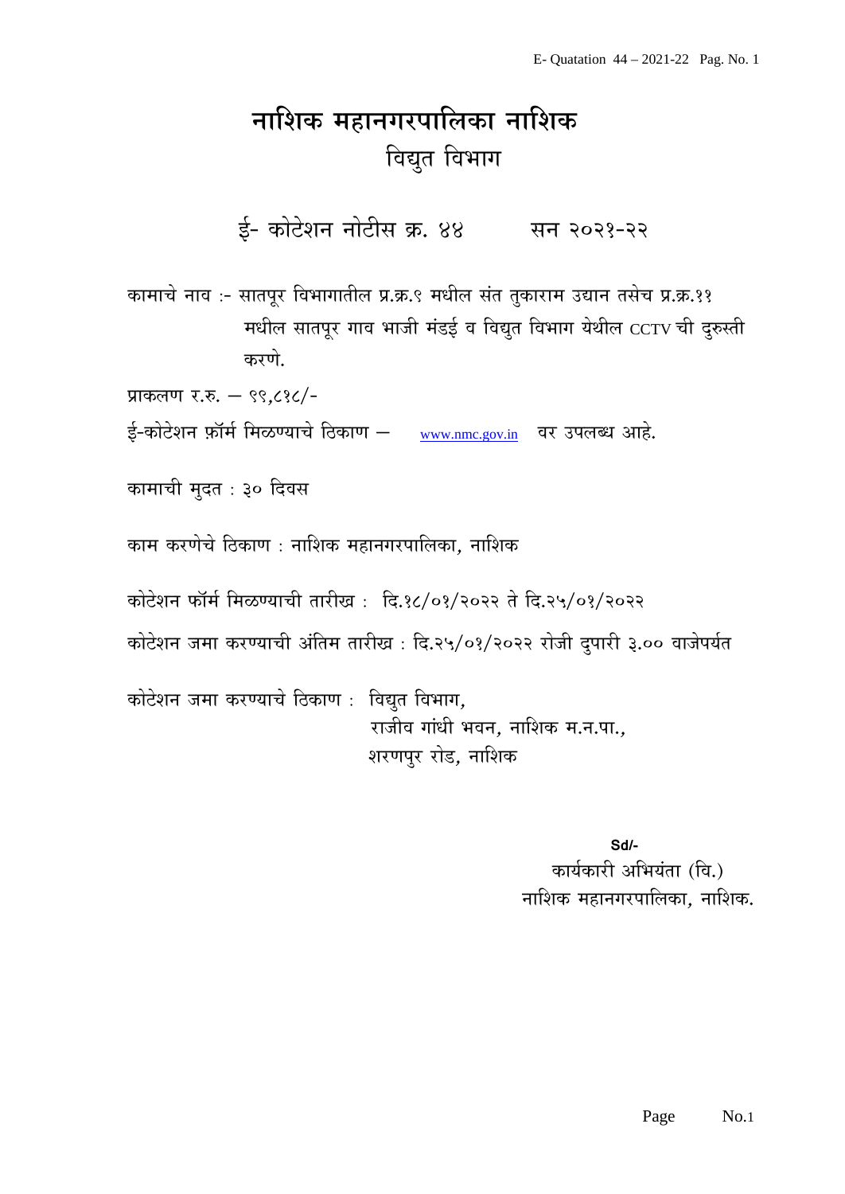# नाशिक महानगरपालिका नाशिक

## विद्युत विभाग

### ई- कोटेशन नोटीस क्र. ४४ सन २०२१-२२

कामाचे नाव :- सातपूर विभागातील प्र.क्र.९ मधील संत तुकाराम उद्यान तसेच प्र.क्र.११ मधील सातपूर गाव भाजी मंडई व विद्युत विभाग येथील CCTV ची दुरुस्ती करणे.

प्राकलण र.रु. – ९९,८१८/-

ई-कोटेशन फ़ॉर्म मिळण्याचे ठिकाण – www.nmc.gov.in वर उपलब्ध आहे.

कामाची मुदत : ३० दिवस

काम करणेचे ठिकाण : नाशिक महानगरपालिका, नाशिक

कोटेशन फॉर्म मिळण्याची तारीख : दि.१८/०१/२०२२ ते दि.२५/०१/२०२२

कोटेशन जमा करण्याची अंतिम तारीख : दि.२५/०१/२०२२ रोजी दुपारी ३.०० वाजेपर्यत

कोटेशन जमा करण्याचे ठिकाण : विद्युत विभाग,
राजीव गांधी भवन, नाशिक म.न.पा.,
शरणपुर रोड, नाशिक

**Sd/-**
कार्यकारी अभियंता (वि.)
नाशिक महानगरपालिका, नाशिक.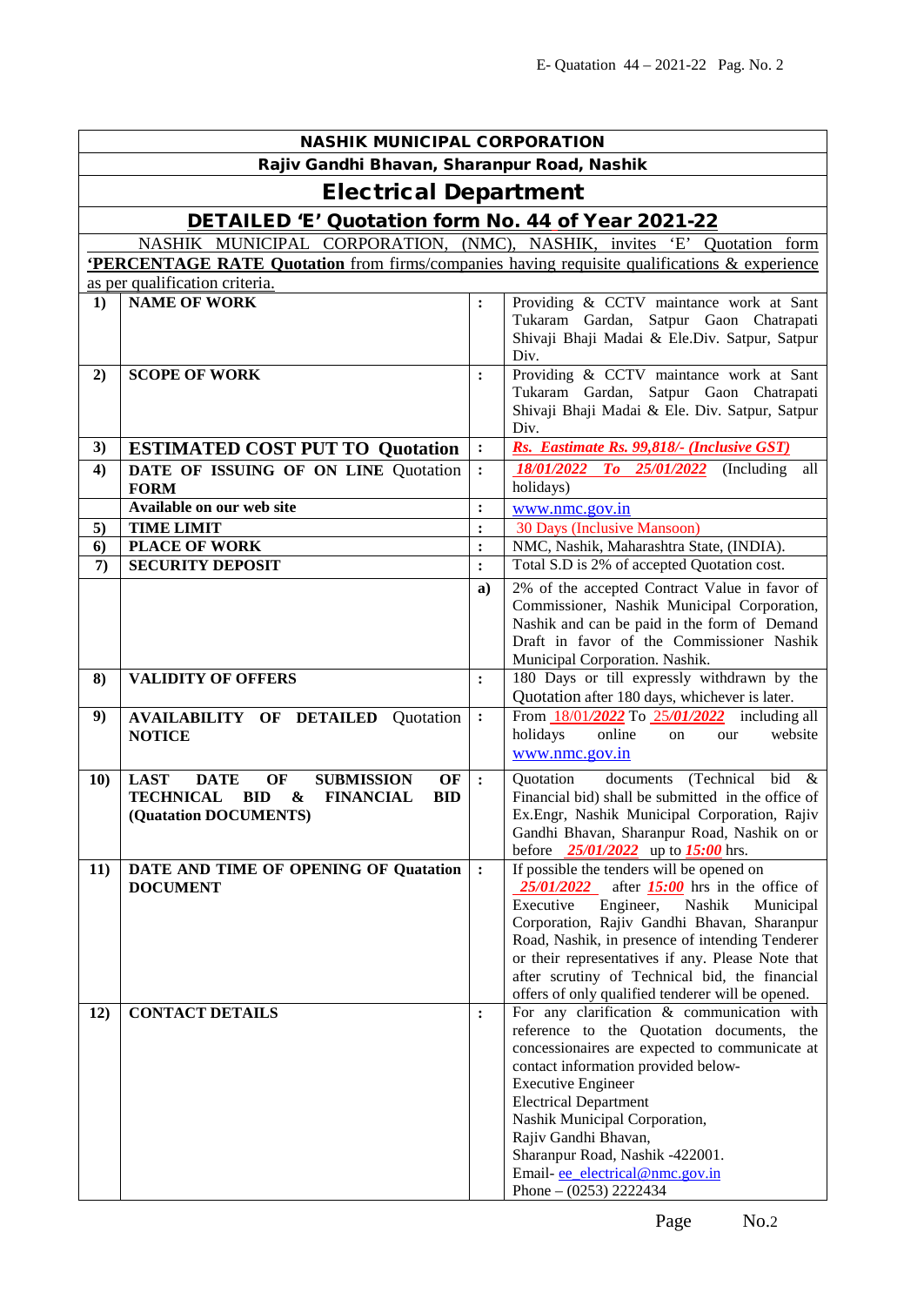## NASHIK MUNICIPAL CORPORATION

### Rajiv Gandhi Bhavan, Sharanpur Road, Nashik

## Electrical Department

## DETAILED 'E' Quotation form No. 44 of Year 2021-22

NASHIK MUNICIPAL CORPORATION, (NMC), NASHIK, invites 'E' Quotation form **'PERCENTAGE RATE Quotation** from firms/companies having requisite qualifications & experience as per qualification criteria.

| | | | |
|---|---|---|---|
| **1)** | **NAME OF WORK** | **:** | Providing & CCTV maintance work at Sant Tukaram Gardan, Satpur Gaon Chatrapati Shivaji Bhaji Madai & Ele.Div. Satpur, Satpur Div. |
| **2)** | **SCOPE OF WORK** | **:** | Providing & CCTV maintance work at Sant Tukaram Gardan, Satpur Gaon Chatrapati Shivaji Bhaji Madai & Ele. Div. Satpur, Satpur Div. |
| **3)** | **ESTIMATED COST PUT TO Quotation** | **:** | ***Rs. Eastimate Rs. 99,818/- (Inclusive GST)*** |
| **4)** | **DATE OF ISSUING OF ON LINE** Quotation **FORM** | **:** | ***18/01/2022 To 25/01/2022*** (Including all holidays) |
| | **Available on our web site** | **:** | www.nmc.gov.in |
| **5)** | **TIME LIMIT** | **:** | 30 Days (Inclusive Mansoon) |
| **6)** | **PLACE OF WORK** | **:** | NMC, Nashik, Maharashtra State, (INDIA). |
| **7)** | **SECURITY DEPOSIT** | **:** | Total S.D is 2% of accepted Quotation cost. |
| | | **a)** | 2% of the accepted Contract Value in favor of Commissioner, Nashik Municipal Corporation, Nashik and can be paid in the form of Demand Draft in favor of the Commissioner Nashik Municipal Corporation. Nashik. |
| **8)** | **VALIDITY OF OFFERS** | **:** | 180 Days or till expressly withdrawn by the Quotation after 180 days, whichever is later. |
| **9)** | **AVAILABILITY OF DETAILED** Quotation **NOTICE** | **:** | From 18/01/***2022*** To 25/***01/2022*** including all holidays online on our website www.nmc.gov.in |
| **10)** | **LAST DATE OF SUBMISSION OF TECHNICAL BID & FINANCIAL BID (Quatation DOCUMENTS)** | **:** | Quotation documents (Technical bid & Financial bid) shall be submitted in the office of Ex.Engr, Nashik Municipal Corporation, Rajiv Gandhi Bhavan, Sharanpur Road, Nashik on or before ***25/01/2022*** up to ***15:00*** hrs. |
| **11)** | **DATE AND TIME OF OPENING OF Quatation DOCUMENT** | **:** | If possible the tenders will be opened on ***25/01/2022*** after ***15:00*** hrs in the office of Executive Engineer, Nashik Municipal Corporation, Rajiv Gandhi Bhavan, Sharanpur Road, Nashik, in presence of intending Tenderer or their representatives if any. Please Note that after scrutiny of Technical bid, the financial offers of only qualified tenderer will be opened. |
| **12)** | **CONTACT DETAILS** | **:** | For any clarification & communication with reference to the Quotation documents, the concessionaires are expected to communicate at contact information provided below-<br>Executive Engineer<br>Electrical Department<br>Nashik Municipal Corporation,<br>Rajiv Gandhi Bhavan,<br>Sharanpur Road, Nashik -422001.<br>Email- ee_electrical@nmc.gov.in<br>Phone – (0253) 2222434 |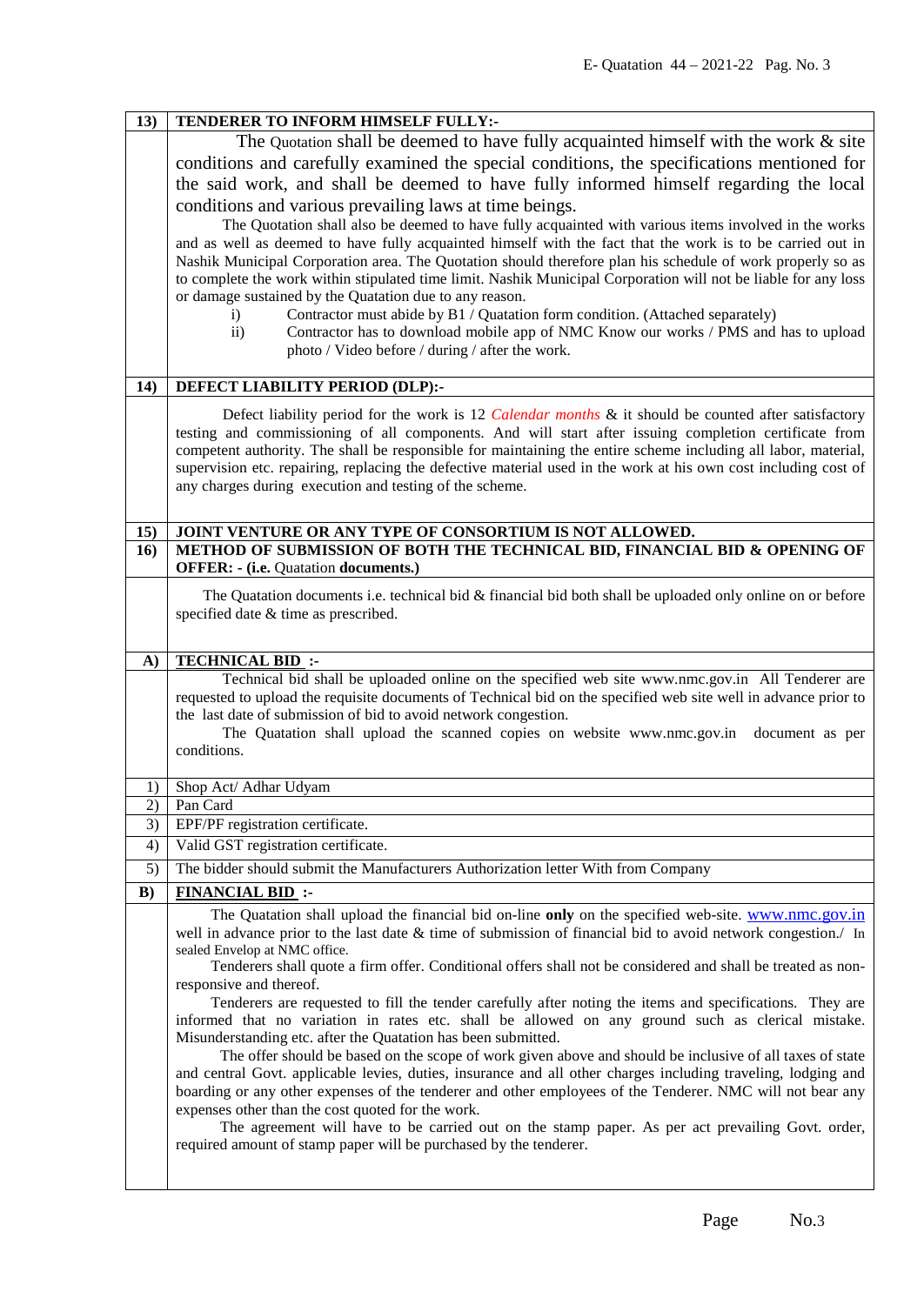## 13) TENDERER TO INFORM HIMSELF FULLY:-

The Quotation shall be deemed to have fully acquainted himself with the work & site conditions and carefully examined the special conditions, the specifications mentioned for the said work, and shall be deemed to have fully informed himself regarding the local conditions and various prevailing laws at time beings.

The Quotation shall also be deemed to have fully acquainted with various items involved in the works and as well as deemed to have fully acquainted himself with the fact that the work is to be carried out in Nashik Municipal Corporation area. The Quotation should therefore plan his schedule of work properly so as to complete the work within stipulated time limit. Nashik Municipal Corporation will not be liable for any loss or damage sustained by the Quatation due to any reason.

i) Contractor must abide by B1 / Quatation form condition. (Attached separately)

ii) Contractor has to download mobile app of NMC Know our works / PMS and has to upload photo / Video before / during / after the work.

## 14) DEFECT LIABILITY PERIOD (DLP):-

Defect liability period for the work is 12 *Calendar months* & it should be counted after satisfactory testing and commissioning of all components. And will start after issuing completion certificate from competent authority. The shall be responsible for maintaining the entire scheme including all labor, material, supervision etc. repairing, replacing the defective material used in the work at his own cost including cost of any charges during execution and testing of the scheme.

## 15) JOINT VENTURE OR ANY TYPE OF CONSORTIUM IS NOT ALLOWED.

## 16) METHOD OF SUBMISSION OF BOTH THE TECHNICAL BID, FINANCIAL BID & OPENING OF OFFER: - (i.e. Quatation documents.)

The Quatation documents i.e. technical bid & financial bid both shall be uploaded only online on or before specified date & time as prescribed.

### A) TECHNICAL BID :-

Technical bid shall be uploaded online on the specified web site www.nmc.gov.in All Tenderer are requested to upload the requisite documents of Technical bid on the specified web site well in advance prior to the last date of submission of bid to avoid network congestion.

The Quatation shall upload the scanned copies on website www.nmc.gov.in document as per conditions.

1) Shop Act/ Adhar Udyam
2) Pan Card
3) EPF/PF registration certificate.
4) Valid GST registration certificate.
5) The bidder should submit the Manufacturers Authorization letter With from Company

### B) FINANCIAL BID :-

The Quatation shall upload the financial bid on-line **only** on the specified web-site. www.nmc.gov.in well in advance prior to the last date & time of submission of financial bid to avoid network congestion./ In sealed Envelop at NMC office.

Tenderers shall quote a firm offer. Conditional offers shall not be considered and shall be treated as non-responsive and thereof.

Tenderers are requested to fill the tender carefully after noting the items and specifications. They are informed that no variation in rates etc. shall be allowed on any ground such as clerical mistake. Misunderstanding etc. after the Quatation has been submitted.

The offer should be based on the scope of work given above and should be inclusive of all taxes of state and central Govt. applicable levies, duties, insurance and all other charges including traveling, lodging and boarding or any other expenses of the tenderer and other employees of the Tenderer. NMC will not bear any expenses other than the cost quoted for the work.

The agreement will have to be carried out on the stamp paper. As per act prevailing Govt. order, required amount of stamp paper will be purchased by the tenderer.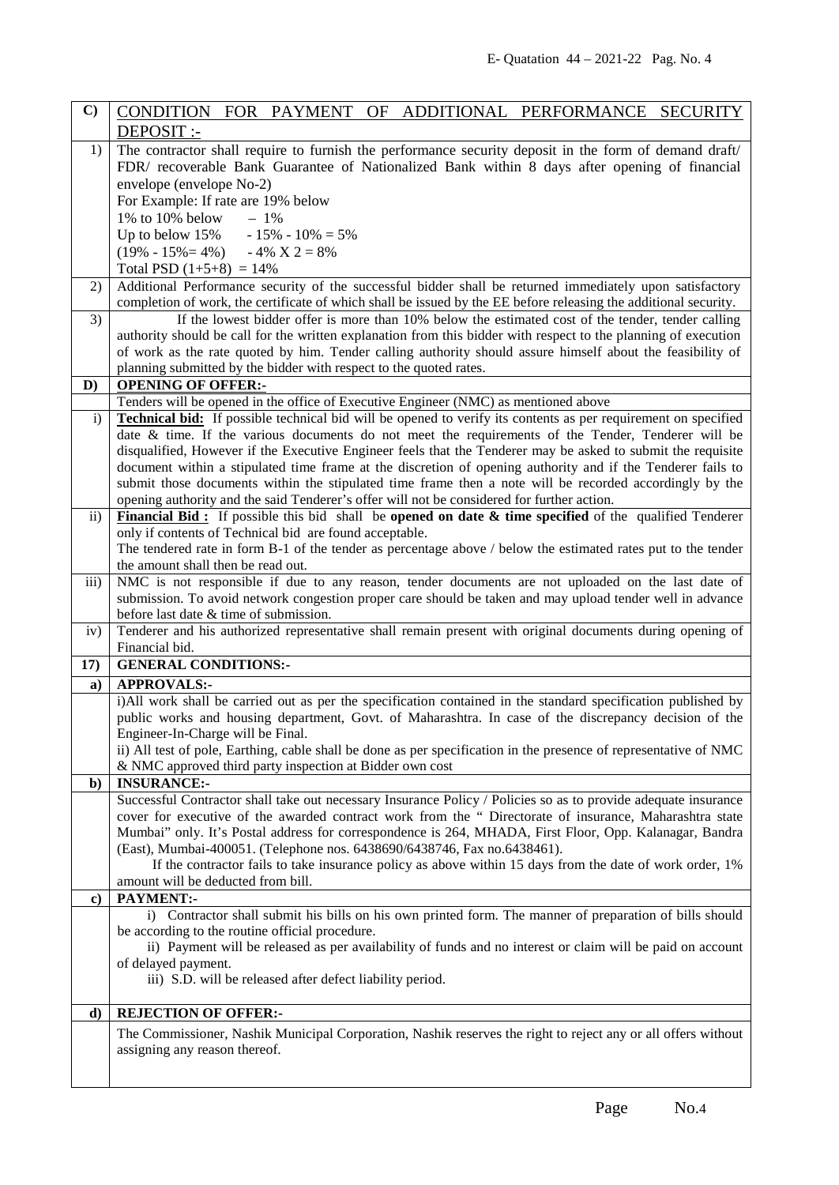| | |
|---|---|
| **C)** | CONDITION FOR PAYMENT OF ADDITIONAL PERFORMANCE SECURITY DEPOSIT :- |
| 1) | The contractor shall require to furnish the performance security deposit in the form of demand draft/ FDR/ recoverable Bank Guarantee of Nationalized Bank within 8 days after opening of financial envelope (envelope No-2)<br>For Example: If rate are 19% below<br>1% to 10% below – 1%<br>Up to below 15% - 15% - 10% = 5%<br>(19% - 15%= 4%) - 4% X 2 = 8%<br>Total PSD (1+5+8) = 14% |
| 2) | Additional Performance security of the successful bidder shall be returned immediately upon satisfactory completion of work, the certificate of which shall be issued by the EE before releasing the additional security. |
| 3) | If the lowest bidder offer is more than 10% below the estimated cost of the tender, tender calling authority should be call for the written explanation from this bidder with respect to the planning of execution of work as the rate quoted by him. Tender calling authority should assure himself about the feasibility of planning submitted by the bidder with respect to the quoted rates. |
| **D)** | **OPENING OF OFFER:-** |
| | Tenders will be opened in the office of Executive Engineer (NMC) as mentioned above |
| i) | **Technical bid:** If possible technical bid will be opened to verify its contents as per requirement on specified date & time. If the various documents do not meet the requirements of the Tender, Tenderer will be disqualified, However if the Executive Engineer feels that the Tenderer may be asked to submit the requisite document within a stipulated time frame at the discretion of opening authority and if the Tenderer fails to submit those documents within the stipulated time frame then a note will be recorded accordingly by the opening authority and the said Tenderer's offer will not be considered for further action. |
| ii) | **Financial Bid :** If possible this bid shall be **opened on date & time specified** of the qualified Tenderer only if contents of Technical bid are found acceptable.<br>The tendered rate in form B-1 of the tender as percentage above / below the estimated rates put to the tender the amount shall then be read out. |
| iii) | NMC is not responsible if due to any reason, tender documents are not uploaded on the last date of submission. To avoid network congestion proper care should be taken and may upload tender well in advance before last date & time of submission. |
| iv) | Tenderer and his authorized representative shall remain present with original documents during opening of Financial bid. |
| **17)** | **GENERAL CONDITIONS:-** |
| **a)** | **APPROVALS:-** |
| | i)All work shall be carried out as per the specification contained in the standard specification published by public works and housing department, Govt. of Maharashtra. In case of the discrepancy decision of the Engineer-In-Charge will be Final.<br>ii) All test of pole, Earthing, cable shall be done as per specification in the presence of representative of NMC & NMC approved third party inspection at Bidder own cost |
| **b)** | **INSURANCE:-** |
| | Successful Contractor shall take out necessary Insurance Policy / Policies so as to provide adequate insurance cover for executive of the awarded contract work from the " Directorate of insurance, Maharashtra state Mumbai" only. It's Postal address for correspondence is 264, MHADA, First Floor, Opp. Kalanagar, Bandra (East), Mumbai-400051. (Telephone nos. 6438690/6438746, Fax no.6438461).<br>If the contractor fails to take insurance policy as above within 15 days from the date of work order, 1% amount will be deducted from bill. |
| **c)** | **PAYMENT:-** |
| | i) Contractor shall submit his bills on his own printed form. The manner of preparation of bills should be according to the routine official procedure.<br>ii) Payment will be released as per availability of funds and no interest or claim will be paid on account of delayed payment.<br>iii) S.D. will be released after defect liability period. |
| **d)** | **REJECTION OF OFFER:-** |
| | The Commissioner, Nashik Municipal Corporation, Nashik reserves the right to reject any or all offers without assigning any reason thereof. |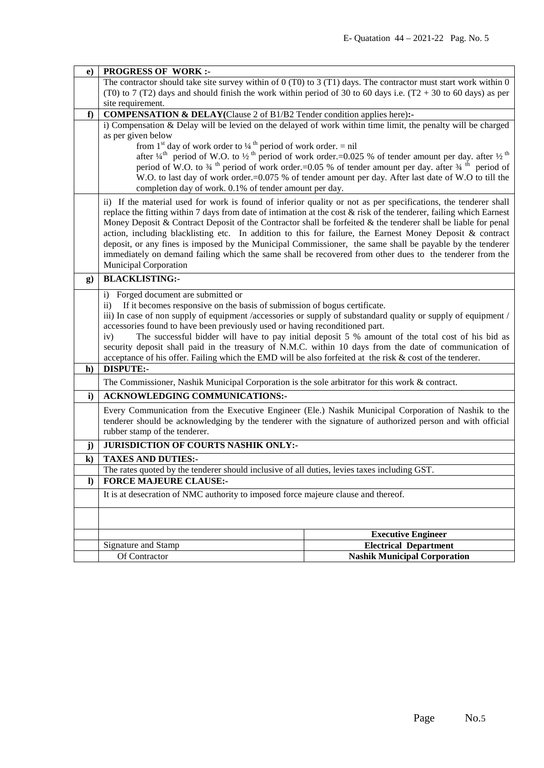| e) | **PROGRESS OF WORK :-** | |
|---|---|---|
| | The contractor should take site survey within of 0 (T0) to 3 (T1) days. The contractor must start work within 0 (T0) to 7 (T2) days and should finish the work within period of 30 to 60 days i.e. (T2 + 30 to 60 days) as per site requirement. | |
| f) | **COMPENSATION & DELAY**(Clause 2 of B1/B2 Tender condition applies here)**:-** | |
| | i) Compensation & Delay will be levied on the delayed of work within time limit, the penalty will be charged as per given below<br>from 1st day of work order to ¼ th period of work order. = nil<br>after ¼th period of W.O. to ½ th period of work order.=0.025 % of tender amount per day. after ½ th period of W.O. to ¾ th period of work order.=0.05 % of tender amount per day. after ¾ th period of W.O. to last day of work order.=0.075 % of tender amount per day. After last date of W.O to till the completion day of work. 0.1% of tender amount per day. | |
| | ii) If the material used for work is found of inferior quality or not as per specifications, the tenderer shall replace the fitting within 7 days from date of intimation at the cost & risk of the tenderer, failing which Earnest Money Deposit & Contract Deposit of the Contractor shall be forfeited & the tenderer shall be liable for penal action, including blacklisting etc. In addition to this for failure, the Earnest Money Deposit & contract deposit, or any fines is imposed by the Municipal Commissioner, the same shall be payable by the tenderer immediately on demand failing which the same shall be recovered from other dues to the tenderer from the Municipal Corporation | |
| g) | **BLACKLISTING:-** | |
| | i) Forged document are submitted or<br>ii) If it becomes responsive on the basis of submission of bogus certificate.<br>iii) In case of non supply of equipment /accessories or supply of substandard quality or supply of equipment / accessories found to have been previously used or having reconditioned part.<br>iv) The successful bidder will have to pay initial deposit 5 % amount of the total cost of his bid as security deposit shall paid in the treasury of N.M.C. within 10 days from the date of communication of acceptance of his offer. Failing which the EMD will be also forfeited at the risk & cost of the tenderer. | |
| h) | **DISPUTE:-** | |
| | The Commissioner, Nashik Municipal Corporation is the sole arbitrator for this work & contract. | |
| i) | **ACKNOWLEDGING COMMUNICATIONS:-** | |
| | Every Communication from the Executive Engineer (Ele.) Nashik Municipal Corporation of Nashik to the tenderer should be acknowledging by the tenderer with the signature of authorized person and with official rubber stamp of the tenderer. | |
| j) | **JURISDICTION OF COURTS NASHIK ONLY:-** | |
| k) | **TAXES AND DUTIES:-** | |
| | The rates quoted by the tenderer should inclusive of all duties, levies taxes including GST. | |
| l) | **FORCE MAJEURE CLAUSE:-** | |
| | It is at desecration of NMC authority to imposed force majeure clause and thereof. | |
| | | |
| | | **Executive Engineer** |
| | Signature and Stamp | **Electrical Department** |
| | Of Contractor | **Nashik Municipal Corporation** |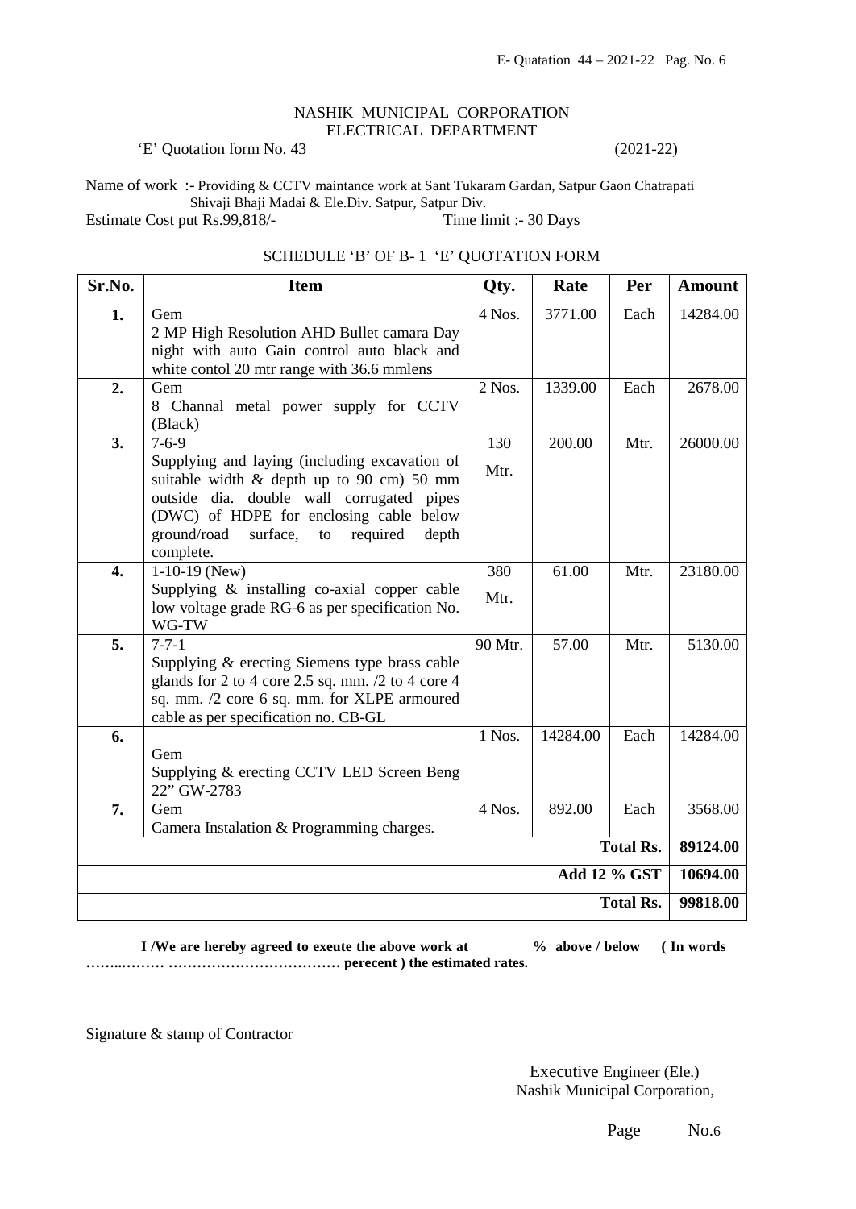NASHIK MUNICIPAL CORPORATION
ELECTRICAL DEPARTMENT

'E' Quotation form No. 43 (2021-22)

Name of work :- Providing & CCTV maintance work at Sant Tukaram Gardan, Satpur Gaon Chatrapati Shivaji Bhaji Madai & Ele.Div. Satpur, Satpur Div.

Estimate Cost put Rs.99,818/- Time limit :- 30 Days

SCHEDULE 'B' OF B- 1 'E' QUOTATION FORM

| Sr.No. | Item | Qty. | Rate | Per | Amount |
|---|---|---|---|---|---|
| 1. | Gem<br>2 MP High Resolution AHD Bullet camara Day night with auto Gain control auto black and white contol 20 mtr range with 36.6 mmlens | 4 Nos. | 3771.00 | Each | 14284.00 |
| 2. | Gem<br>8 Channal metal power supply for CCTV (Black) | 2 Nos. | 1339.00 | Each | 2678.00 |
| 3. | 7-6-9<br>Supplying and laying (including excavation of suitable width & depth up to 90 cm) 50 mm outside dia. double wall corrugated pipes (DWC) of HDPE for enclosing cable below ground/road surface, to required depth complete. | 130 Mtr. | 200.00 | Mtr. | 26000.00 |
| 4. | 1-10-19 (New)<br>Supplying & installing co-axial copper cable low voltage grade RG-6 as per specification No. WG-TW | 380 Mtr. | 61.00 | Mtr. | 23180.00 |
| 5. | 7-7-1<br>Supplying & erecting Siemens type brass cable glands for 2 to 4 core 2.5 sq. mm. /2 to 4 core 4 sq. mm. /2 core 6 sq. mm. for XLPE armoured cable as per specification no. CB-GL | 90 Mtr. | 57.00 | Mtr. | 5130.00 |
| 6. | Gem<br>Supplying & erecting CCTV LED Screen Beng 22" GW-2783 | 1 Nos. | 14284.00 | Each | 14284.00 |
| 7. | Gem<br>Camera Instalation & Programming charges. | 4 Nos. | 892.00 | Each | 3568.00 |
| | | | | **Total Rs.** | **89124.00** |
| | | | | **Add 12 % GST** | **10694.00** |
| | | | | **Total Rs.** | **99818.00** |

**I /We are hereby agreed to exeute the above work at % above / below ( In words ……..……… ……………………………… perecent ) the estimated rates.**

Signature & stamp of Contractor

Executive Engineer (Ele.)
Nashik Municipal Corporation,